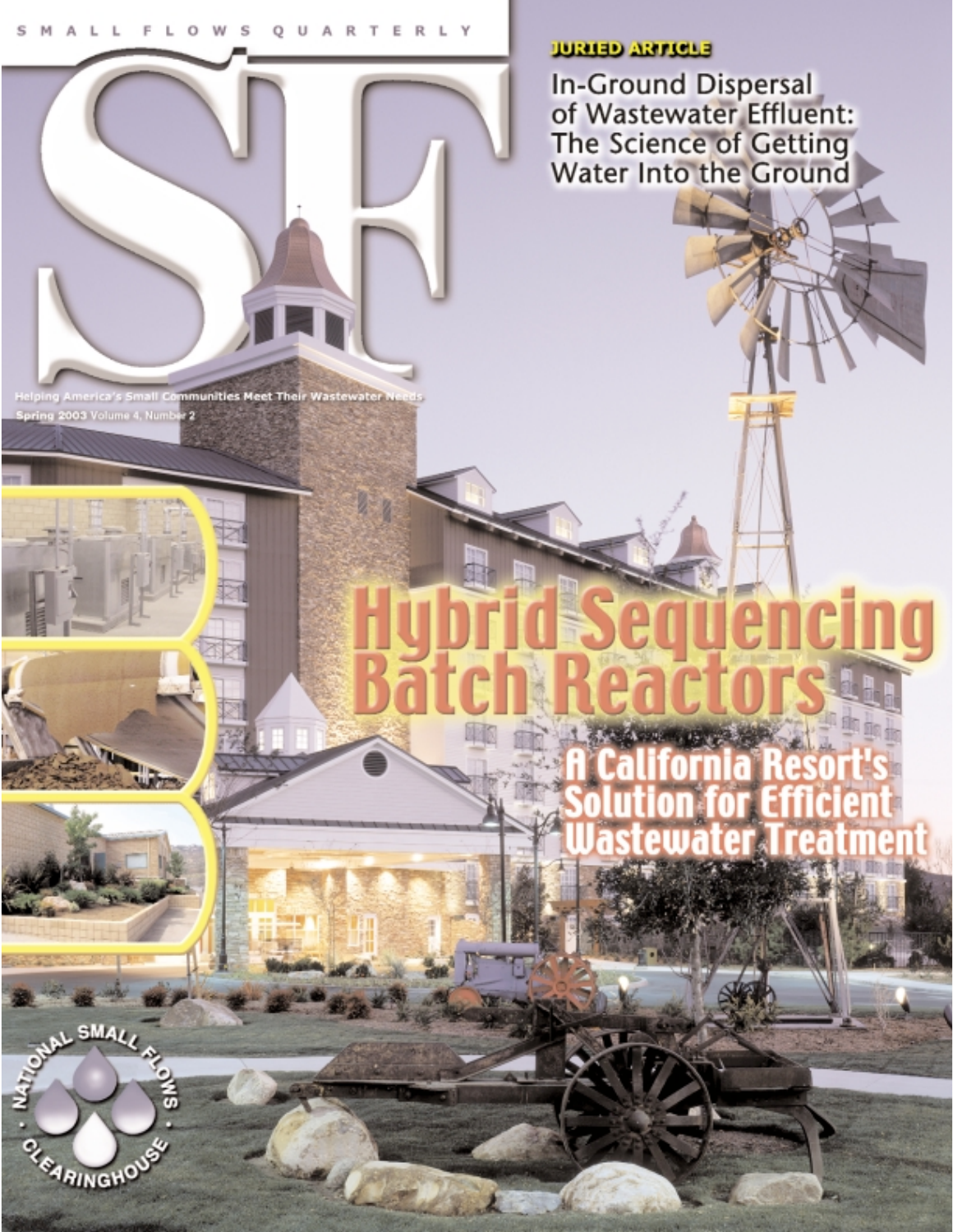SMALL FLOWS QUARTERLY

# SF

Helping America's Small Communities Meet Their Wastewater Needs

Spring 2003 Volume 4, Number 2

**JURIED ARTICLE**

## In-Ground Dispersal of Wastewater Effluent: The Science of Getting Water Into the Ground

# Hybrid Sequencing Batch Reactors

## A California Resort's Solution for Efficient Wastewater Treatment

NATIONAL SMALL FLOWS CLEARINGHOUSE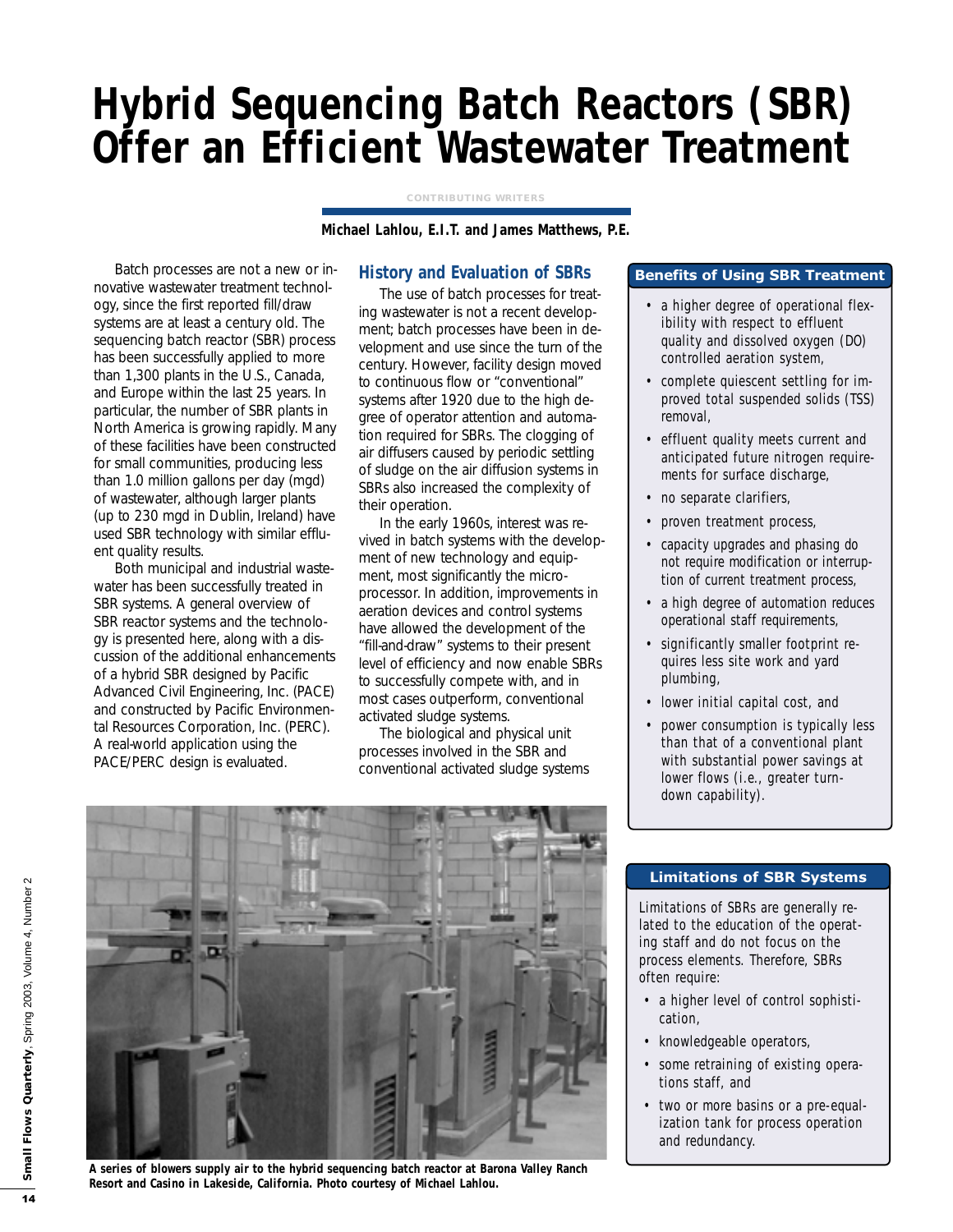# Hybrid Sequencing Batch Reactors (SBR) Offer an Efficient Wastewater Treatment

CONTRIBUTING WRITERS

**Michael Lahlou, E.I.T. and James Matthews, P.E.**

Batch processes are not a new or innovative wastewater treatment technology, since the first reported fill/draw systems are at least a century old. The sequencing batch reactor (SBR) process has been successfully applied to more than 1,300 plants in the U.S., Canada, and Europe within the last 25 years. In particular, the number of SBR plants in North America is growing rapidly. Many of these facilities have been constructed for small communities, producing less than 1.0 million gallons per day (mgd) of wastewater, although larger plants (up to 230 mgd in Dublin, Ireland) have used SBR technology with similar effluent quality results.

Both municipal and industrial wastewater has been successfully treated in SBR systems. A general overview of SBR reactor systems and the technology is presented here, along with a discussion of the additional enhancements of a hybrid SBR designed by Pacific Advanced Civil Engineering, Inc. (PACE) and constructed by Pacific Environmental Resources Corporation, Inc. (PERC). A real-world application using the PACE/PERC design is evaluated.

## History and Evaluation of SBRs

The use of batch processes for treating wastewater is not a recent development; batch processes have been in development and use since the turn of the century. However, facility design moved to continuous flow or "conventional" systems after 1920 due to the high degree of operator attention and automation required for SBRs. The clogging of air diffusers caused by periodic settling of sludge on the air diffusion systems in SBRs also increased the complexity of their operation.

In the early 1960s, interest was revived in batch systems with the development of new technology and equipment, most significantly the microprocessor. In addition, improvements in aeration devices and control systems have allowed the development of the "fill-and-draw" systems to their present level of efficiency and now enable SBRs to successfully compete with, and in most cases outperform, conventional activated sludge systems.

The biological and physical unit processes involved in the SBR and conventional activated sludge systems

A series of blowers supply air to the hybrid sequencing batch reactor at Barona Valley Ranch Resort and Casino in Lakeside, California. Photo courtesy of Michael Lahlou.

### Benefits of Using SBR Treatment

- a higher degree of operational flexibility with respect to effluent quality and dissolved oxygen (DO) controlled aeration system,
- complete quiescent settling for improved total suspended solids (TSS) removal,
- effluent quality meets current and anticipated future nitrogen requirements for surface discharge,
- no separate clarifiers,
- proven treatment process,
- capacity upgrades and phasing do not require modification or interruption of current treatment process,
- a high degree of automation reduces operational staff requirements,
- significantly smaller footprint requires less site work and yard plumbing,
- lower initial capital cost, and
- power consumption is typically less than that of a conventional plant with substantial power savings at lower flows (i.e., greater turndown capability).

### Limitations of SBR Systems

Limitations of SBRs are generally related to the education of the operating staff and do not focus on the process elements. Therefore, SBRs often require:

- a higher level of control sophistication,
- knowledgeable operators,
- some retraining of existing operations staff, and
- two or more basins or a pre-equalization tank for process operation and redundancy.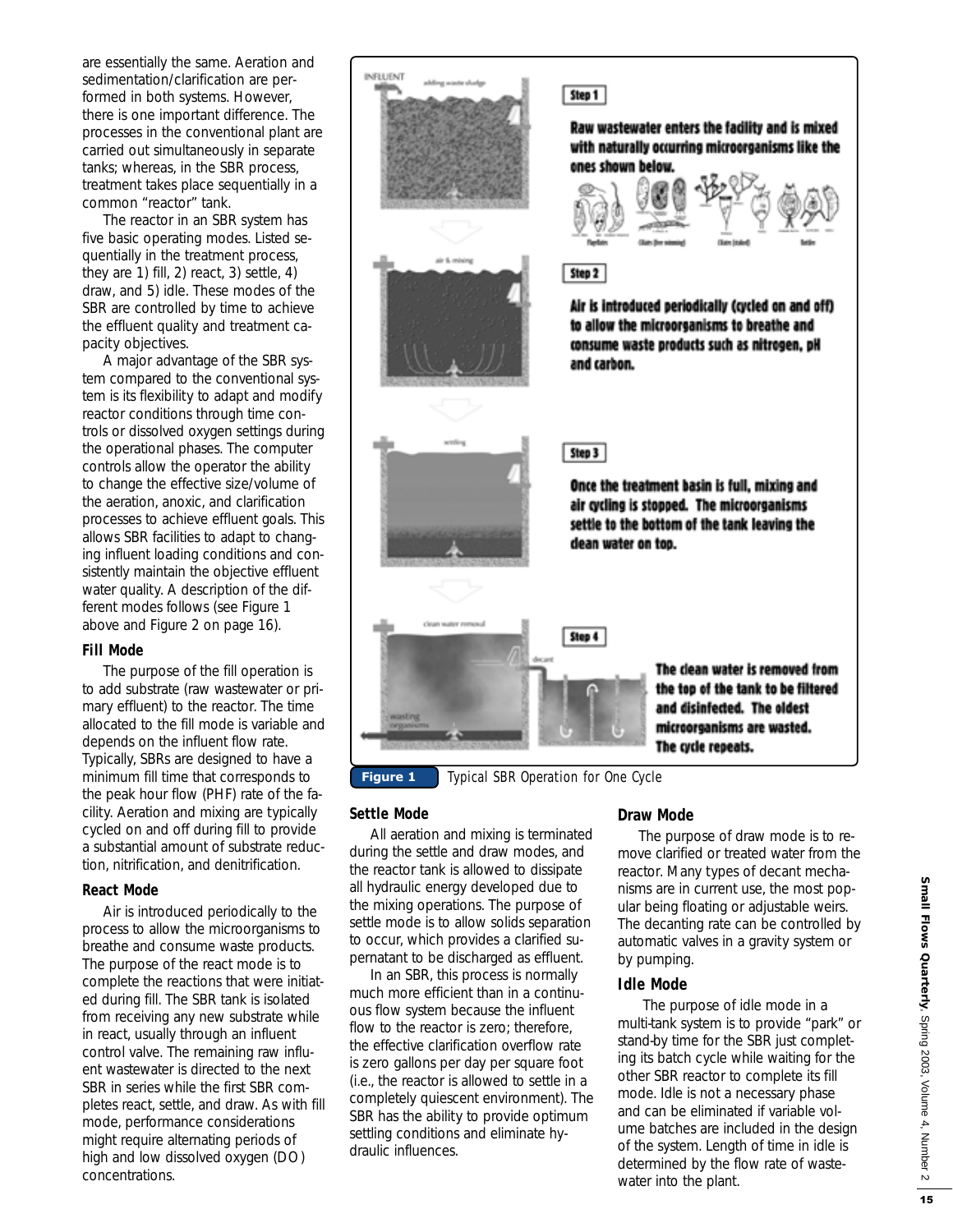are essentially the same. Aeration and sedimentation/clarification are performed in both systems. However, there is one important difference. The processes in the conventional plant are carried out simultaneously in separate tanks; whereas, in the SBR process, treatment takes place sequentially in a common "reactor" tank.

The reactor in an SBR system has five basic operating modes. Listed sequentially in the treatment process, they are 1) fill, 2) react, 3) settle, 4) draw, and 5) idle. These modes of the SBR are controlled by time to achieve the effluent quality and treatment capacity objectives.

A major advantage of the SBR system compared to the conventional system is its flexibility to adapt and modify reactor conditions through time controls or dissolved oxygen settings during the operational phases. The computer controls allow the operator the ability to change the effective size/volume of the aeration, anoxic, and clarification processes to achieve effluent goals. This allows SBR facilities to adapt to changing influent loading conditions and consistently maintain the objective effluent water quality. A description of the different modes follows (see Figure 1 above and Figure 2 on page 16).

### Fill Mode

The purpose of the fill operation is to add substrate (raw wastewater or primary effluent) to the reactor. The time allocated to the fill mode is variable and depends on the influent flow rate. Typically, SBRs are designed to have a minimum fill time that corresponds to the peak hour flow (PHF) rate of the facility. Aeration and mixing are typically cycled on and off during fill to provide a substantial amount of substrate reduction, nitrification, and denitrification.

### React Mode

Air is introduced periodically to the process to allow the microorganisms to breathe and consume waste products. The purpose of the react mode is to complete the reactions that were initiated during fill. The SBR tank is isolated from receiving any new substrate while in react, usually through an influent control valve. The remaining raw influent wastewater is directed to the next SBR in series while the first SBR completes react, settle, and draw. As with fill mode, performance considerations might require alternating periods of high and low dissolved oxygen (DO) concentrations.

INFLUENT

adding waste sludge

**Step 1**

**Raw wastewater enters the facility and is mixed with naturally occurring microorganisms like the ones shown below.**

air & mixing

**Step 2**

**Air is introduced periodically (cycled on and off) to allow the microorganisms to breathe and consume waste products such as nitrogen, pH and carbon.**

settling

**Step 3**

**Once the treatment basin is full, mixing and air cycling is stopped. The microorganisms settle to the bottom of the tank leaving the clean water on top.**

clean water removal

decant

wasting organisms

**Step 4**

**The clean water is removed from the top of the tank to be filtered and disinfected. The oldest microorganisms are wasted. The cycle repeats.**

**Figure 1** *Typical SBR Operation for One Cycle*

### Settle Mode

All aeration and mixing is terminated during the settle and draw modes, and the reactor tank is allowed to dissipate all hydraulic energy developed due to the mixing operations. The purpose of settle mode is to allow solids separation to occur, which provides a clarified supernatant to be discharged as effluent.

In an SBR, this process is normally much more efficient than in a continuous flow system because the influent flow to the reactor is zero; therefore, the effective clarification overflow rate is zero gallons per day per square foot (i.e., the reactor is allowed to settle in a completely quiescent environment). The SBR has the ability to provide optimum settling conditions and eliminate hydraulic influences.

### Draw Mode

The purpose of draw mode is to remove clarified or treated water from the reactor. Many types of decant mechanisms are in current use, the most popular being floating or adjustable weirs. The decanting rate can be controlled by automatic valves in a gravity system or by pumping.

### Idle Mode

The purpose of idle mode in a multi-tank system is to provide "park" or stand-by time for the SBR just completing its batch cycle while waiting for the other SBR reactor to complete its fill mode. Idle is not a necessary phase and can be eliminated if variable volume batches are included in the design of the system. Length of time in idle is determined by the flow rate of wastewater into the plant.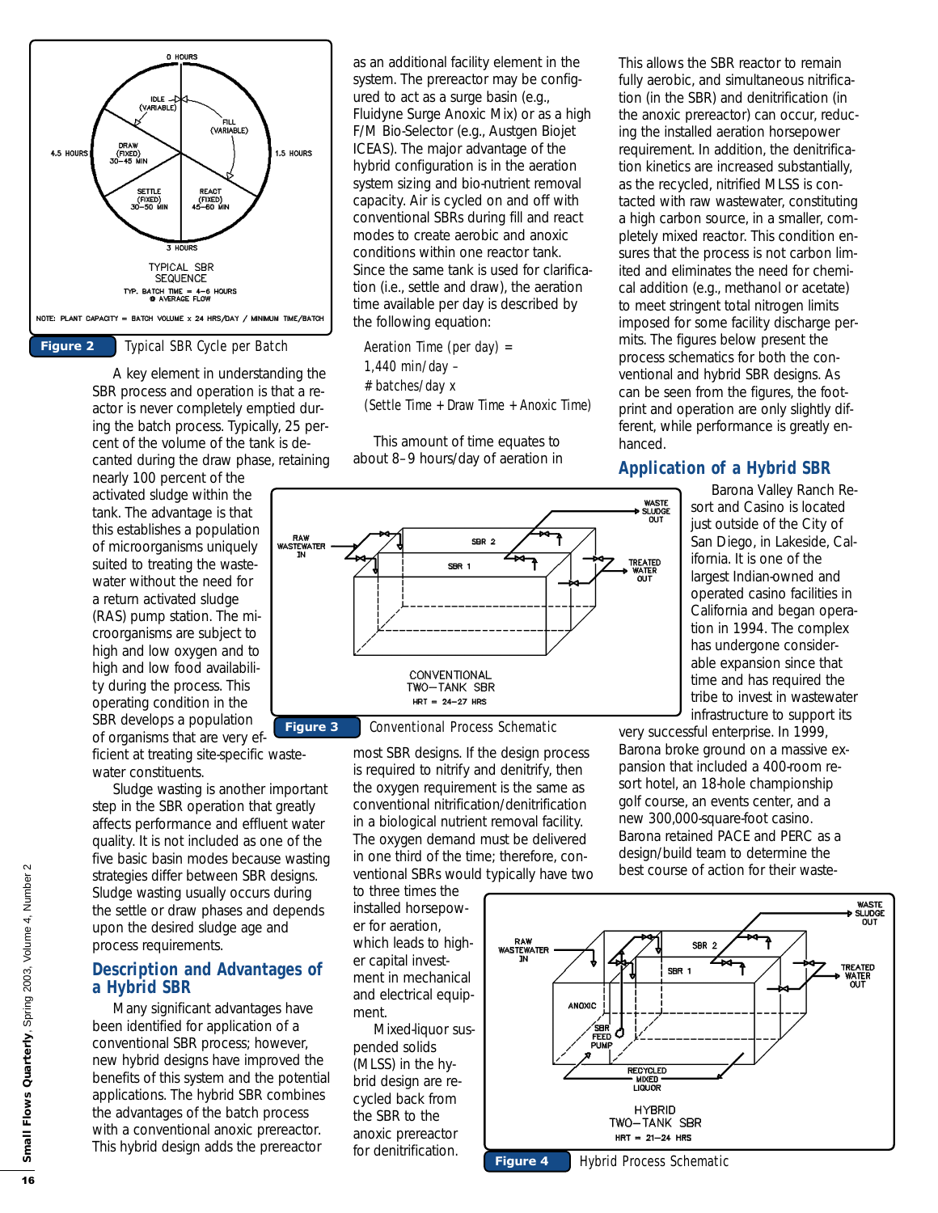0 HOURS

IDLE (VARIABLE)

FILL (VARIABLE)

4.5 HOURS

1.5 HOURS

DRAW (FIXED) 30–45 MIN

SETTLE (FIXED) 30–50 MIN

REACT (FIXED) 45–60 MIN

3 HOURS

TYPICAL SBR SEQUENCE

TYP. BATCH TIME = 4–6 HOURS @ AVERAGE FLOW

NOTE: PLANT CAPACITY = BATCH VOLUME x 24 HRS/DAY / MINIMUM TIME/BATCH

**Figure 2** Typical SBR Cycle per Batch

A key element in understanding the SBR process and operation is that a reactor is never completely emptied during the batch process. Typically, 25 percent of the volume of the tank is decanted during the draw phase, retaining nearly 100 percent of the activated sludge within the tank. The advantage is that this establishes a population of microorganisms uniquely suited to treating the wastewater without the need for a return activated sludge (RAS) pump station. The microorganisms are subject to high and low oxygen and to high and low food availability during the process. This operating condition in the SBR develops a population of organisms that are very efficient at treating site-specific wastewater constituents.

Sludge wasting is another important step in the SBR operation that greatly affects performance and effluent water quality. It is not included as one of the five basic basin modes because wasting strategies differ between SBR designs. Sludge wasting usually occurs during the settle or draw phases and depends upon the desired sludge age and process requirements.

## Description and Advantages of a Hybrid SBR

Many significant advantages have been identified for application of a conventional SBR process; however, new hybrid designs have improved the benefits of this system and the potential applications. The hybrid SBR combines the advantages of the batch process with a conventional anoxic prereactor. This hybrid design adds the prereactor as an additional facility element in the system. The prereactor may be configured to act as a surge basin (e.g., Fluidyne Surge Anoxic Mix) or as a high F/M Bio-Selector (e.g., Austgen Biojet ICEAS). The major advantage of the hybrid configuration is in the aeration system sizing and bio-nutrient removal capacity. Air is cycled on and off with conventional SBRs during fill and react modes to create aerobic and anoxic conditions within one reactor tank. Since the same tank is used for clarification (i.e., settle and draw), the aeration time available per day is described by the following equation:

*Aeration Time (per day) = 1,440 min/day – # batches/day x (Settle Time + Draw Time + Anoxic Time)*

This amount of time equates to about 8–9 hours/day of aeration in most SBR designs. If the design process is required to nitrify and denitrify, then the oxygen requirement is the same as conventional nitrification/denitrification in a biological nutrient removal facility. The oxygen demand must be delivered in one third of the time; therefore, conventional SBRs would typically have two to three times the installed horsepower for aeration, which leads to higher capital investment in mechanical and electrical equipment.

Mixed-liquor suspended solids (MLSS) in the hybrid design are recycled back from the SBR to the anoxic prereactor for denitrification. This allows the SBR reactor to remain fully aerobic, and simultaneous nitrification (in the SBR) and denitrification (in the anoxic prereactor) can occur, reducing the installed aeration horsepower requirement. In addition, the denitrification kinetics are increased substantially, as the recycled, nitrified MLSS is contacted with raw wastewater, constituting a high carbon source, in a smaller, completely mixed reactor. This condition ensures that the process is not carbon limited and eliminates the need for chemical addition (e.g., methanol or acetate) to meet stringent total nitrogen limits imposed for some facility discharge permits. The figures below present the process schematics for both the conventional and hybrid SBR designs. As can be seen from the figures, the footprint and operation are only slightly different, while performance is greatly enhanced.

RAW WASTEWATER IN

SBR 2

SBR 1

WASTE SLUDGE OUT

TREATED WATER OUT

CONVENTIONAL TWO–TANK SBR

HRT = 24–27 HRS

**Figure 3** Conventional Process Schematic

## Application of a Hybrid SBR

Barona Valley Ranch Resort and Casino is located just outside of the City of San Diego, in Lakeside, California. It is one of the largest Indian-owned and operated casino facilities in California and began operation in 1994. The complex has undergone considerable expansion since that time and has required the tribe to invest in wastewater infrastructure to support its very successful enterprise. In 1999, Barona broke ground on a massive expansion that included a 400-room resort hotel, an 18-hole championship golf course, an events center, and a new 300,000-square-foot casino. Barona retained PACE and PERC as a design/build team to determine the best course of action for their waste-

RAW WASTEWATER IN

SBR 2

SBR 1

ANOXIC

SBR FEED PUMP

RECYCLED MIXED LIQUOR

WASTE SLUDGE OUT

TREATED WATER OUT

HYBRID TWO–TANK SBR

HRT = 21–24 HRS

**Figure 4** Hybrid Process Schematic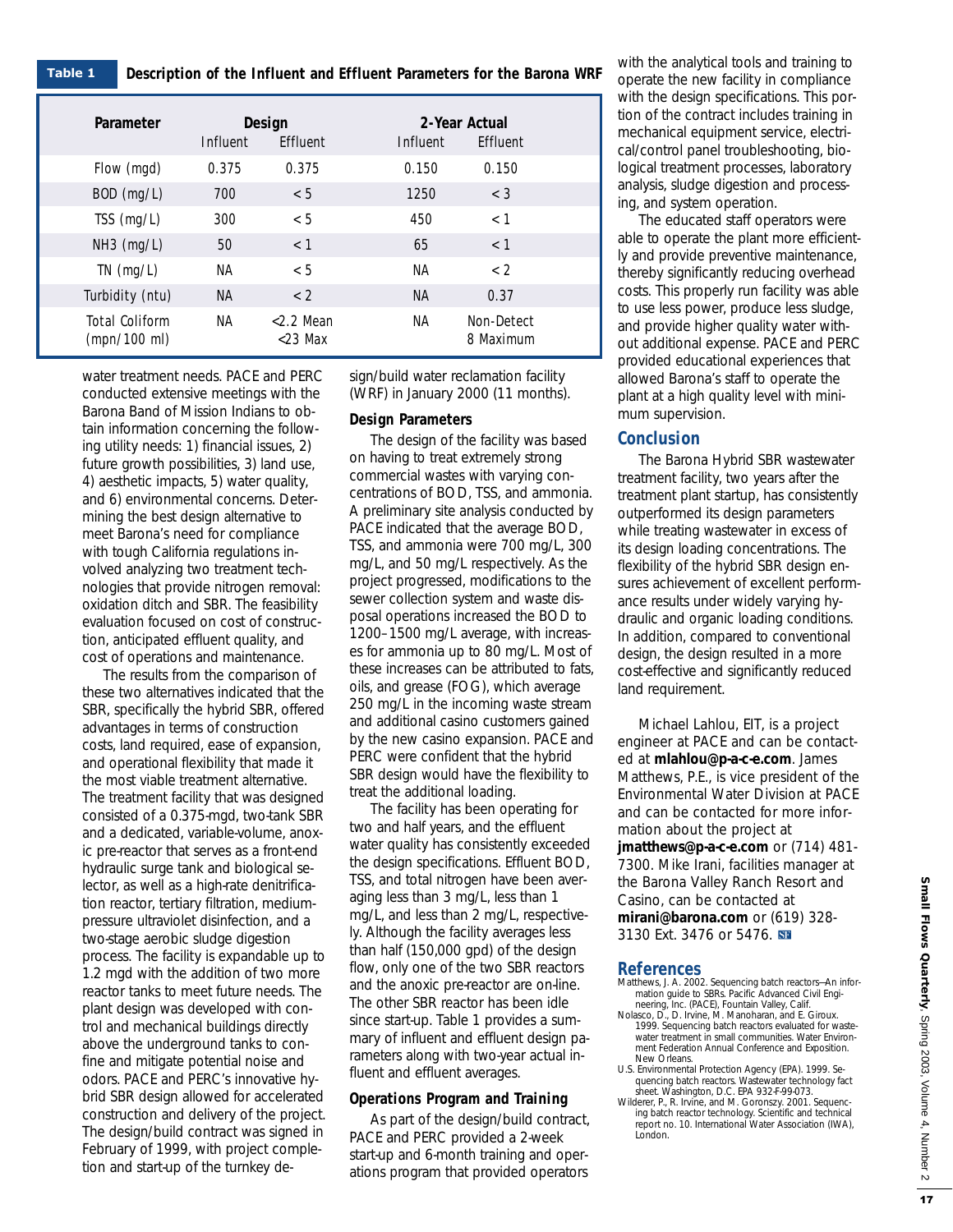**Table 1** **Description of the Influent and Effluent Parameters for the Barona WRF**

| Parameter | Design | | 2-Year Actual | |
|---|---|---|---|---|
| | Influent | Effluent | Influent | Effluent |
| Flow (mgd) | 0.375 | 0.375 | 0.150 | 0.150 |
| BOD (mg/L) | 700 | < 5 | 1250 | < 3 |
| TSS (mg/L) | 300 | < 5 | 450 | < 1 |
| NH3 (mg/L) | 50 | < 1 | 65 | < 1 |
| TN (mg/L) | NA | < 5 | NA | < 2 |
| Turbidity (ntu) | NA | < 2 | NA | 0.37 |
| Total Coliform (mpn/100 ml) | NA | <2.2 Mean <23 Max | NA | Non-Detect 8 Maximum |

water treatment needs. PACE and PERC conducted extensive meetings with the Barona Band of Mission Indians to obtain information concerning the following utility needs: 1) financial issues, 2) future growth possibilities, 3) land use, 4) aesthetic impacts, 5) water quality, and 6) environmental concerns. Determining the best design alternative to meet Barona's need for compliance with tough California regulations involved analyzing two treatment technologies that provide nitrogen removal: oxidation ditch and SBR. The feasibility evaluation focused on cost of construction, anticipated effluent quality, and cost of operations and maintenance.

The results from the comparison of these two alternatives indicated that the SBR, specifically the hybrid SBR, offered advantages in terms of construction costs, land required, ease of expansion, and operational flexibility that made it the most viable treatment alternative. The treatment facility that was designed consisted of a 0.375-mgd, two-tank SBR and a dedicated, variable-volume, anoxic pre-reactor that serves as a front-end hydraulic surge tank and biological selector, as well as a high-rate denitrification reactor, tertiary filtration, medium-pressure ultraviolet disinfection, and a two-stage aerobic sludge digestion process. The facility is expandable up to 1.2 mgd with the addition of two more reactor tanks to meet future needs. The plant design was developed with control and mechanical buildings directly above the underground tanks to confine and mitigate potential noise and odors. PACE and PERC's innovative hybrid SBR design allowed for accelerated construction and delivery of the project. The design/build contract was signed in February of 1999, with project completion and start-up of the turnkey design/build water reclamation facility (WRF) in January 2000 (11 months).

### Design Parameters

The design of the facility was based on having to treat extremely strong commercial wastes with varying concentrations of BOD, TSS, and ammonia. A preliminary site analysis conducted by PACE indicated that the average BOD, TSS, and ammonia were 700 mg/L, 300 mg/L, and 50 mg/L respectively. As the project progressed, modifications to the sewer collection system and waste disposal operations increased the BOD to 1200–1500 mg/L average, with increases for ammonia up to 80 mg/L. Most of these increases can be attributed to fats, oils, and grease (FOG), which average 250 mg/L in the incoming waste stream and additional casino customers gained by the new casino expansion. PACE and PERC were confident that the hybrid SBR design would have the flexibility to treat the additional loading.

The facility has been operating for two and half years, and the effluent water quality has consistently exceeded the design specifications. Effluent BOD, TSS, and total nitrogen have been averaging less than 3 mg/L, less than 1 mg/L, and less than 2 mg/L, respectively. Although the facility averages less than half (150,000 gpd) of the design flow, only one of the two SBR reactors and the anoxic pre-reactor are on-line. The other SBR reactor has been idle since start-up. Table 1 provides a summary of influent and effluent design parameters along with two-year actual influent and effluent averages.

### Operations Program and Training

As part of the design/build contract, PACE and PERC provided a 2-week start-up and 6-month training and operations program that provided operators with the analytical tools and training to operate the new facility in compliance with the design specifications. This portion of the contract includes training in mechanical equipment service, electrical/control panel troubleshooting, biological treatment processes, laboratory analysis, sludge digestion and processing, and system operation.

The educated staff operators were able to operate the plant more efficiently and provide preventive maintenance, thereby significantly reducing overhead costs. This properly run facility was able to use less power, produce less sludge, and provide higher quality water without additional expense. PACE and PERC provided educational experiences that allowed Barona's staff to operate the plant at a high quality level with minimum supervision.

## Conclusion

The Barona Hybrid SBR wastewater treatment facility, two years after the treatment plant startup, has consistently outperformed its design parameters while treating wastewater in excess of its design loading concentrations. The flexibility of the hybrid SBR design ensures achievement of excellent performance results under widely varying hydraulic and organic loading conditions. In addition, compared to conventional design, the design resulted in a more cost-effective and significantly reduced land requirement.

Michael Lahlou, EIT, is a project engineer at PACE and can be contacted at **mlahlou@p-a-c-e.com**. James Matthews, P.E., is vice president of the Environmental Water Division at PACE and can be contacted for more information about the project at **jmatthews@p-a-c-e.com** or (714) 481-7300. Mike Irani, facilities manager at the Barona Valley Ranch Resort and Casino, can be contacted at **mirani@barona.com** or (619) 328-3130 Ext. 3476 or 5476.

## References

Matthews, J. A. 2002. Sequencing batch reactors—An information guide to SBRs. Pacific Advanced Civil Engineering, Inc. (PACE), Fountain Valley, Calif.

Nolasco, D., D. Irvine, M. Manoharan, and E. Giroux. 1999. Sequencing batch reactors evaluated for wastewater treatment in small communities. Water Environment Federation Annual Conference and Exposition. New Orleans.

U.S. Environmental Protection Agency (EPA). 1999. Sequencing batch reactors. Wastewater technology fact sheet. Washington, D.C. EPA 932-F-99-073.

Wilderer, P., R. Irvine, and M. Goronszy. 2001. Sequencing batch reactor technology. Scientific and technical report no. 10. International Water Association (IWA), London.